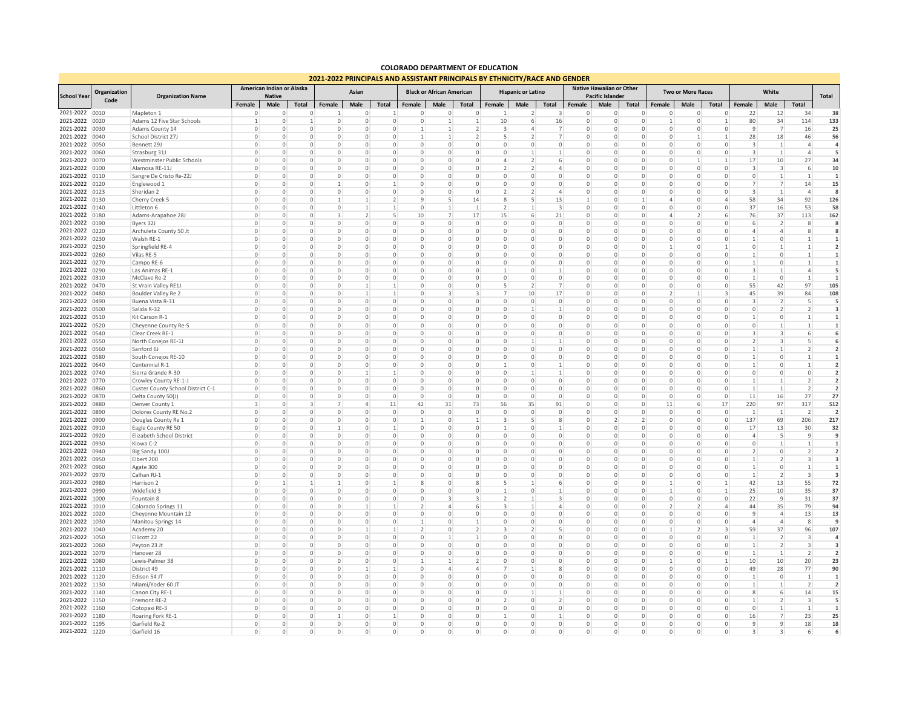# COLORADO DEPARTMENT OF EDUCATION

## 2021-2022 PRINCIPALS AND ASSISTANT PRINCIPALS BY ETHNICITY/RACE AND GENDER

| School Year | Organization Code | Organization Name | American Indian or Alaska Native | | | Asian | | | Black or African American | | | Hispanic or Latino | | | Native Hawaiian or Other Pacific Islander | | | Two or More Races | | | White | | | Total |
|---|---|---|---|---|---|---|---|---|---|---|---|---|---|---|---|---|---|---|---|---|---|---|---|---|
| | | | Female | Male | Total | Female | Male | Total | Female | Male | Total | Female | Male | Total | Female | Male | Total | Female | Male | Total | Female | Male | Total | |
| 2021-2022 | 0010 | Mapleton 1 | 0 | 0 | 0 | 1 | 0 | 1 | 0 | 0 | 0 | 1 | 2 | 3 | 0 | 0 | 0 | 0 | 0 | 0 | 22 | 12 | 34 | 38 |
| 2021-2022 | 0020 | Adams 12 Five Star Schools | 1 | 0 | 1 | 0 | 0 | 0 | 0 | 1 | 1 | 10 | 6 | 16 | 0 | 0 | 0 | 1 | 0 | 1 | 80 | 34 | 114 | 133 |
| 2021-2022 | 0030 | Adams County 14 | 0 | 0 | 0 | 0 | 0 | 0 | 1 | 1 | 2 | 3 | 4 | 7 | 0 | 0 | 0 | 0 | 0 | 0 | 9 | 7 | 16 | 25 |
| 2021-2022 | 0040 | School District 27J | 0 | 0 | 0 | 0 | 0 | 0 | 1 | 1 | 2 | 5 | 2 | 7 | 0 | 0 | 0 | 0 | 1 | 1 | 28 | 18 | 46 | 56 |
| 2021-2022 | 0050 | Bennett 29J | 0 | 0 | 0 | 0 | 0 | 0 | 0 | 0 | 0 | 0 | 0 | 0 | 0 | 0 | 0 | 0 | 0 | 0 | 3 | 1 | 4 | 4 |
| 2021-2022 | 0060 | Strasburg 31J | 0 | 0 | 0 | 0 | 0 | 0 | 0 | 0 | 0 | 0 | 1 | 1 | 0 | 0 | 0 | 0 | 0 | 0 | 3 | 1 | 4 | 5 |
| 2021-2022 | 0070 | Westminster Public Schools | 0 | 0 | 0 | 0 | 0 | 0 | 0 | 0 | 0 | 4 | 2 | 6 | 0 | 0 | 0 | 0 | 1 | 1 | 17 | 10 | 27 | 34 |
| 2021-2022 | 0100 | Alamosa RE-11J | 0 | 0 | 0 | 0 | 0 | 0 | 0 | 0 | 0 | 2 | 2 | 4 | 0 | 0 | 0 | 0 | 0 | 0 | 3 | 3 | 6 | 10 |
| 2021-2022 | 0110 | Sangre De Cristo Re-22J | 0 | 0 | 0 | 0 | 0 | 0 | 0 | 0 | 0 | 0 | 0 | 0 | 0 | 0 | 0 | 0 | 0 | 0 | 0 | 1 | 1 | 1 |
| 2021-2022 | 0120 | Englewood 1 | 0 | 0 | 0 | 1 | 0 | 1 | 0 | 0 | 0 | 0 | 0 | 0 | 0 | 0 | 0 | 0 | 0 | 0 | 7 | 7 | 14 | 15 |
| 2021-2022 | 0123 | Sheridan 2 | 0 | 0 | 0 | 0 | 0 | 0 | 0 | 0 | 0 | 2 | 2 | 4 | 0 | 0 | 0 | 0 | 0 | 0 | 3 | 1 | 4 | 8 |
| 2021-2022 | 0130 | Cherry Creek 5 | 0 | 0 | 0 | 1 | 1 | 2 | 9 | 5 | 14 | 8 | 5 | 13 | 1 | 0 | 1 | 4 | 0 | 4 | 58 | 34 | 92 | 126 |
| 2021-2022 | 0140 | Littleton 6 | 0 | 0 | 0 | 0 | 1 | 1 | 0 | 1 | 1 | 2 | 1 | 3 | 0 | 0 | 0 | 0 | 0 | 0 | 37 | 16 | 53 | 58 |
| 2021-2022 | 0180 | Adams-Arapahoe 28J | 0 | 0 | 0 | 3 | 2 | 5 | 10 | 7 | 17 | 15 | 6 | 21 | 0 | 0 | 0 | 4 | 2 | 6 | 76 | 37 | 113 | 162 |
| 2021-2022 | 0190 | Byers 32J | 0 | 0 | 0 | 0 | 0 | 0 | 0 | 0 | 0 | 0 | 0 | 0 | 0 | 0 | 0 | 0 | 0 | 0 | 6 | 2 | 8 | 8 |
| 2021-2022 | 0220 | Archuleta County 50 Jt | 0 | 0 | 0 | 0 | 0 | 0 | 0 | 0 | 0 | 0 | 0 | 0 | 0 | 0 | 0 | 0 | 0 | 0 | 4 | 4 | 8 | 8 |
| 2021-2022 | 0230 | Walsh RE-1 | 0 | 0 | 0 | 0 | 0 | 0 | 0 | 0 | 0 | 0 | 0 | 0 | 0 | 0 | 0 | 0 | 0 | 0 | 1 | 0 | 1 | 1 |
| 2021-2022 | 0250 | Springfield RE-4 | 0 | 0 | 0 | 0 | 0 | 0 | 0 | 0 | 0 | 0 | 0 | 0 | 0 | 0 | 0 | 1 | 0 | 1 | 0 | 1 | 1 | 2 |
| 2021-2022 | 0260 | Vilas RE-5 | 0 | 0 | 0 | 0 | 0 | 0 | 0 | 0 | 0 | 0 | 0 | 0 | 0 | 0 | 0 | 0 | 0 | 0 | 1 | 0 | 1 | 1 |
| 2021-2022 | 0270 | Campo RE-6 | 0 | 0 | 0 | 0 | 0 | 0 | 0 | 0 | 0 | 0 | 0 | 0 | 0 | 0 | 0 | 0 | 0 | 0 | 1 | 0 | 1 | 1 |
| 2021-2022 | 0290 | Las Animas RE-1 | 0 | 0 | 0 | 0 | 0 | 0 | 0 | 0 | 0 | 1 | 0 | 1 | 0 | 0 | 0 | 0 | 0 | 0 | 3 | 1 | 4 | 5 |
| 2021-2022 | 0310 | McClave Re-2 | 0 | 0 | 0 | 0 | 0 | 0 | 0 | 0 | 0 | 0 | 0 | 0 | 0 | 0 | 0 | 0 | 0 | 0 | 1 | 0 | 1 | 1 |
| 2021-2022 | 0470 | St Vrain Valley RE1J | 0 | 0 | 0 | 0 | 1 | 1 | 0 | 0 | 0 | 5 | 2 | 7 | 0 | 0 | 0 | 0 | 0 | 0 | 55 | 42 | 97 | 105 |
| 2021-2022 | 0480 | Boulder Valley Re 2 | 0 | 0 | 0 | 0 | 1 | 1 | 0 | 3 | 3 | 7 | 10 | 17 | 0 | 0 | 0 | 2 | 1 | 3 | 45 | 39 | 84 | 108 |
| 2021-2022 | 0490 | Buena Vista R-31 | 0 | 0 | 0 | 0 | 0 | 0 | 0 | 0 | 0 | 0 | 0 | 0 | 0 | 0 | 0 | 0 | 0 | 0 | 3 | 2 | 5 | 5 |
| 2021-2022 | 0500 | Salida R-32 | 0 | 0 | 0 | 0 | 0 | 0 | 0 | 0 | 0 | 0 | 1 | 1 | 0 | 0 | 0 | 0 | 0 | 0 | 0 | 2 | 2 | 3 |
| 2021-2022 | 0510 | Kit Carson R-1 | 0 | 0 | 0 | 0 | 0 | 0 | 0 | 0 | 0 | 0 | 0 | 0 | 0 | 0 | 0 | 0 | 0 | 0 | 1 | 0 | 1 | 1 |
| 2021-2022 | 0520 | Cheyenne County Re-5 | 0 | 0 | 0 | 0 | 0 | 0 | 0 | 0 | 0 | 0 | 0 | 0 | 0 | 0 | 0 | 0 | 0 | 0 | 0 | 1 | 1 | 1 |
| 2021-2022 | 0540 | Clear Creek RE-1 | 0 | 0 | 0 | 0 | 0 | 0 | 0 | 0 | 0 | 0 | 0 | 0 | 0 | 0 | 0 | 0 | 0 | 0 | 3 | 3 | 6 | 6 |
| 2021-2022 | 0550 | North Conejos RE-1J | 0 | 0 | 0 | 0 | 0 | 0 | 0 | 0 | 0 | 0 | 1 | 1 | 0 | 0 | 0 | 0 | 0 | 0 | 2 | 3 | 5 | 6 |
| 2021-2022 | 0560 | Sanford 6J | 0 | 0 | 0 | 0 | 0 | 0 | 0 | 0 | 0 | 0 | 0 | 0 | 0 | 0 | 0 | 0 | 0 | 0 | 1 | 1 | 2 | 2 |
| 2021-2022 | 0580 | South Conejos RE-10 | 0 | 0 | 0 | 0 | 0 | 0 | 0 | 0 | 0 | 0 | 0 | 0 | 0 | 0 | 0 | 0 | 0 | 0 | 1 | 0 | 1 | 1 |
| 2021-2022 | 0640 | Centennial R-1 | 0 | 0 | 0 | 0 | 0 | 0 | 0 | 0 | 0 | 1 | 0 | 1 | 0 | 0 | 0 | 0 | 0 | 0 | 1 | 0 | 1 | 2 |
| 2021-2022 | 0740 | Sierra Grande R-30 | 0 | 0 | 0 | 0 | 1 | 1 | 0 | 0 | 0 | 0 | 1 | 1 | 0 | 0 | 0 | 0 | 0 | 0 | 0 | 0 | 0 | 2 |
| 2021-2022 | 0770 | Crowley County RE-1-J | 0 | 0 | 0 | 0 | 0 | 0 | 0 | 0 | 0 | 0 | 0 | 0 | 0 | 0 | 0 | 0 | 0 | 0 | 1 | 1 | 2 | 2 |
| 2021-2022 | 0860 | Custer County School District C-1 | 0 | 0 | 0 | 0 | 0 | 0 | 0 | 0 | 0 | 0 | 0 | 0 | 0 | 0 | 0 | 0 | 0 | 0 | 1 | 1 | 2 | 2 |
| 2021-2022 | 0870 | Delta County 50(J) | 0 | 0 | 0 | 0 | 0 | 0 | 0 | 0 | 0 | 0 | 0 | 0 | 0 | 0 | 0 | 0 | 0 | 0 | 11 | 16 | 27 | 27 |
| 2021-2022 | 0880 | Denver County 1 | 3 | 0 | 3 | 7 | 4 | 11 | 42 | 31 | 73 | 56 | 35 | 91 | 0 | 0 | 0 | 11 | 6 | 17 | 220 | 97 | 317 | 512 |
| 2021-2022 | 0890 | Dolores County RE No.2 | 0 | 0 | 0 | 0 | 0 | 0 | 0 | 0 | 0 | 0 | 0 | 0 | 0 | 0 | 0 | 0 | 0 | 0 | 1 | 1 | 2 | 2 |
| 2021-2022 | 0900 | Douglas County Re 1 | 0 | 0 | 0 | 0 | 0 | 0 | 1 | 0 | 1 | 3 | 5 | 8 | 0 | 2 | 2 | 0 | 0 | 0 | 137 | 69 | 206 | 217 |
| 2021-2022 | 0910 | Eagle County RE 50 | 0 | 0 | 0 | 1 | 0 | 1 | 0 | 0 | 0 | 1 | 0 | 1 | 0 | 0 | 0 | 0 | 0 | 0 | 17 | 13 | 30 | 32 |
| 2021-2022 | 0920 | Elizabeth School District | 0 | 0 | 0 | 0 | 0 | 0 | 0 | 0 | 0 | 0 | 0 | 0 | 0 | 0 | 0 | 0 | 0 | 0 | 4 | 5 | 9 | 9 |
| 2021-2022 | 0930 | Kiowa C-2 | 0 | 0 | 0 | 0 | 0 | 0 | 0 | 0 | 0 | 0 | 0 | 0 | 0 | 0 | 0 | 0 | 0 | 0 | 0 | 1 | 1 | 1 |
| 2021-2022 | 0940 | Big Sandy 100J | 0 | 0 | 0 | 0 | 0 | 0 | 0 | 0 | 0 | 0 | 0 | 0 | 0 | 0 | 0 | 0 | 0 | 0 | 2 | 0 | 2 | 2 |
| 2021-2022 | 0950 | Elbert 200 | 0 | 0 | 0 | 0 | 0 | 0 | 0 | 0 | 0 | 0 | 0 | 0 | 0 | 0 | 0 | 0 | 0 | 0 | 1 | 2 | 3 | 3 |
| 2021-2022 | 0960 | Agate 300 | 0 | 0 | 0 | 0 | 0 | 0 | 0 | 0 | 0 | 0 | 0 | 0 | 0 | 0 | 0 | 0 | 0 | 0 | 1 | 0 | 1 | 1 |
| 2021-2022 | 0970 | Calhan RJ-1 | 0 | 0 | 0 | 0 | 0 | 0 | 0 | 0 | 0 | 0 | 0 | 0 | 0 | 0 | 0 | 0 | 0 | 0 | 1 | 2 | 3 | 3 |
| 2021-2022 | 0980 | Harrison 2 | 0 | 1 | 1 | 1 | 0 | 1 | 8 | 0 | 8 | 5 | 1 | 6 | 0 | 0 | 0 | 1 | 0 | 1 | 42 | 13 | 55 | 72 |
| 2021-2022 | 0990 | Widefield 3 | 0 | 0 | 0 | 0 | 0 | 0 | 0 | 0 | 0 | 1 | 0 | 1 | 0 | 0 | 0 | 1 | 0 | 1 | 25 | 10 | 35 | 37 |
| 2021-2022 | 1000 | Fountain 8 | 0 | 0 | 0 | 0 | 0 | 0 | 0 | 3 | 3 | 2 | 1 | 3 | 0 | 0 | 0 | 0 | 0 | 0 | 22 | 9 | 31 | 37 |
| 2021-2022 | 1010 | Colorado Springs 11 | 0 | 0 | 0 | 0 | 1 | 1 | 2 | 4 | 6 | 3 | 1 | 4 | 0 | 0 | 0 | 2 | 2 | 4 | 44 | 35 | 79 | 94 |
| 2021-2022 | 1020 | Cheyenne Mountain 12 | 0 | 0 | 0 | 0 | 0 | 0 | 0 | 0 | 0 | 0 | 0 | 0 | 0 | 0 | 0 | 0 | 0 | 0 | 9 | 4 | 13 | 13 |
| 2021-2022 | 1030 | Manitou Springs 14 | 0 | 0 | 0 | 0 | 0 | 0 | 1 | 0 | 1 | 0 | 0 | 0 | 0 | 0 | 0 | 0 | 0 | 0 | 4 | 4 | 8 | 9 |
| 2021-2022 | 1040 | Academy 20 | 0 | 0 | 0 | 0 | 1 | 1 | 2 | 0 | 2 | 3 | 2 | 5 | 0 | 0 | 0 | 1 | 2 | 3 | 59 | 37 | 96 | 107 |
| 2021-2022 | 1050 | Ellicott 22 | 0 | 0 | 0 | 0 | 0 | 0 | 0 | 1 | 1 | 0 | 0 | 0 | 0 | 0 | 0 | 0 | 0 | 0 | 1 | 2 | 3 | 4 |
| 2021-2022 | 1060 | Peyton 23 Jt | 0 | 0 | 0 | 0 | 0 | 0 | 0 | 0 | 0 | 0 | 0 | 0 | 0 | 0 | 0 | 0 | 0 | 0 | 1 | 2 | 3 | 3 |
| 2021-2022 | 1070 | Hanover 28 | 0 | 0 | 0 | 0 | 0 | 0 | 0 | 0 | 0 | 0 | 0 | 0 | 0 | 0 | 0 | 0 | 0 | 0 | 1 | 1 | 2 | 2 |
| 2021-2022 | 1080 | Lewis-Palmer 38 | 0 | 0 | 0 | 0 | 0 | 0 | 1 | 1 | 2 | 0 | 0 | 0 | 0 | 0 | 0 | 1 | 0 | 1 | 10 | 10 | 20 | 23 |
| 2021-2022 | 1110 | District 49 | 0 | 0 | 0 | 0 | 1 | 1 | 0 | 4 | 4 | 7 | 1 | 8 | 0 | 0 | 0 | 0 | 0 | 0 | 49 | 28 | 77 | 90 |
| 2021-2022 | 1120 | Edison 54 JT | 0 | 0 | 0 | 0 | 0 | 0 | 0 | 0 | 0 | 0 | 0 | 0 | 0 | 0 | 0 | 0 | 0 | 0 | 1 | 0 | 1 | 1 |
| 2021-2022 | 1130 | Miami/Yoder 60 JT | 0 | 0 | 0 | 0 | 0 | 0 | 0 | 0 | 0 | 0 | 0 | 0 | 0 | 0 | 0 | 0 | 0 | 0 | 1 | 1 | 2 | 2 |
| 2021-2022 | 1140 | Canon City RE-1 | 0 | 0 | 0 | 0 | 0 | 0 | 0 | 0 | 0 | 0 | 1 | 1 | 0 | 0 | 0 | 0 | 0 | 0 | 8 | 6 | 14 | 15 |
| 2021-2022 | 1150 | Fremont RE-2 | 0 | 0 | 0 | 0 | 0 | 0 | 0 | 0 | 0 | 2 | 0 | 2 | 0 | 0 | 0 | 0 | 0 | 0 | 1 | 2 | 3 | 5 |
| 2021-2022 | 1160 | Cotopaxi RE-3 | 0 | 0 | 0 | 0 | 0 | 0 | 0 | 0 | 0 | 0 | 0 | 0 | 0 | 0 | 0 | 0 | 0 | 0 | 0 | 1 | 1 | 1 |
| 2021-2022 | 1180 | Roaring Fork RE-1 | 0 | 0 | 0 | 1 | 0 | 1 | 0 | 0 | 0 | 1 | 0 | 1 | 0 | 0 | 0 | 0 | 0 | 0 | 16 | 7 | 23 | 25 |
| 2021-2022 | 1195 | Garfield Re-2 | 0 | 0 | 0 | 0 | 0 | 0 | 0 | 0 | 0 | 0 | 0 | 0 | 0 | 0 | 0 | 0 | 0 | 0 | 9 | 9 | 18 | 18 |
| 2021-2022 | 1220 | Garfield 16 | 0 | 0 | 0 | 0 | 0 | 0 | 0 | 0 | 0 | 0 | 0 | 0 | 0 | 0 | 0 | 0 | 0 | 0 | 3 | 3 | 6 | 6 |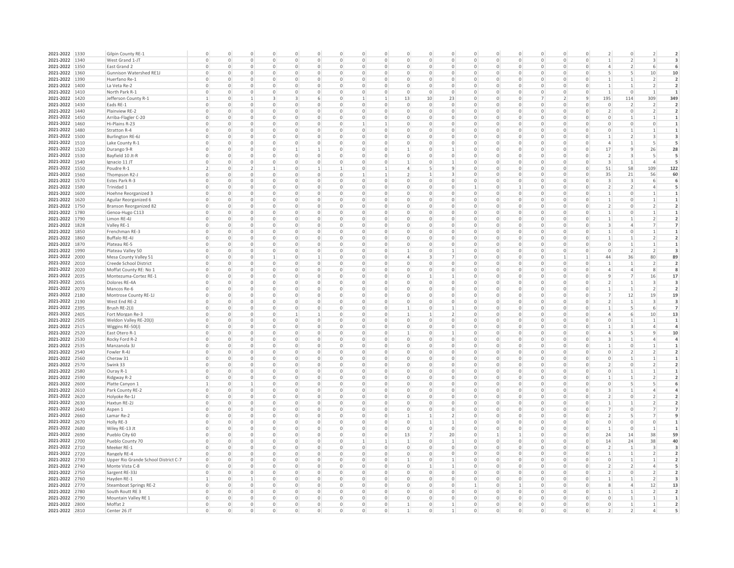| | | | | | | | | | | | | | | | | | | | | | | | | |
|---|---|---|---|---|---|---|---|---|---|---|---|---|---|---|---|---|---|---|---|---|---|---|---|---|
| 2021-2022 | 1330 | Gilpin County RE-1 | 0 | 0 | 0 | 0 | 0 | 0 | 0 | 0 | 0 | 0 | 0 | 0 | 0 | 0 | 0 | 0 | 0 | 0 | 2 | 0 | 2 | 2 |
| 2021-2022 | 1340 | West Grand 1-JT | 0 | 0 | 0 | 0 | 0 | 0 | 0 | 0 | 0 | 0 | 0 | 0 | 0 | 0 | 0 | 0 | 0 | 0 | 1 | 2 | 3 | 3 |
| 2021-2022 | 1350 | East Grand 2 | 0 | 0 | 0 | 0 | 0 | 0 | 0 | 0 | 0 | 0 | 0 | 0 | 0 | 0 | 0 | 0 | 0 | 0 | 4 | 2 | 6 | 6 |
| 2021-2022 | 1360 | Gunnison Watershed RE1J | 0 | 0 | 0 | 0 | 0 | 0 | 0 | 0 | 0 | 0 | 0 | 0 | 0 | 0 | 0 | 0 | 0 | 0 | 5 | 5 | 10 | 10 |
| 2021-2022 | 1390 | Huerfano Re-1 | 0 | 0 | 0 | 0 | 0 | 0 | 0 | 0 | 0 | 0 | 0 | 0 | 0 | 0 | 0 | 0 | 0 | 0 | 1 | 1 | 2 | 2 |
| 2021-2022 | 1400 | La Veta Re-2 | 0 | 0 | 0 | 0 | 0 | 0 | 0 | 0 | 0 | 0 | 0 | 0 | 0 | 0 | 0 | 0 | 0 | 0 | 1 | 1 | 2 | 2 |
| 2021-2022 | 1410 | North Park R-1 | 0 | 0 | 0 | 0 | 0 | 0 | 0 | 0 | 0 | 0 | 0 | 0 | 0 | 0 | 0 | 0 | 0 | 0 | 1 | 0 | 1 | 1 |
| 2021-2022 | 1420 | Jefferson County R-1 | 1 | 0 | 1 | 3 | 3 | 6 | 0 | 1 | 1 | 13 | 10 | 23 | 0 | 0 | 0 | 7 | 2 | 9 | 195 | 114 | 309 | 349 |
| 2021-2022 | 1430 | Eads RE-1 | 0 | 0 | 0 | 0 | 0 | 0 | 0 | 0 | 0 | 0 | 0 | 0 | 0 | 0 | 0 | 0 | 0 | 0 | 0 | 2 | 2 | 2 |
| 2021-2022 | 1440 | Plainview RE-2 | 0 | 0 | 0 | 0 | 0 | 0 | 0 | 0 | 0 | 0 | 0 | 0 | 0 | 0 | 0 | 0 | 0 | 0 | 2 | 0 | 2 | 2 |
| 2021-2022 | 1450 | Arriba-Flagler C-20 | 0 | 0 | 0 | 0 | 0 | 0 | 0 | 0 | 0 | 0 | 0 | 0 | 0 | 0 | 0 | 0 | 0 | 0 | 0 | 1 | 1 | 1 |
| 2021-2022 | 1460 | Hi-Plains R-23 | 0 | 0 | 0 | 0 | 0 | 0 | 0 | 1 | 1 | 0 | 0 | 0 | 0 | 0 | 0 | 0 | 0 | 0 | 0 | 0 | 0 | 1 |
| 2021-2022 | 1480 | Stratton R-4 | 0 | 0 | 0 | 0 | 0 | 0 | 0 | 0 | 0 | 0 | 0 | 0 | 0 | 0 | 0 | 0 | 0 | 0 | 0 | 1 | 1 | 1 |
| 2021-2022 | 1500 | Burlington RE-6J | 0 | 0 | 0 | 0 | 0 | 0 | 0 | 0 | 0 | 0 | 0 | 0 | 0 | 0 | 0 | 0 | 0 | 0 | 1 | 2 | 3 | 3 |
| 2021-2022 | 1510 | Lake County R-1 | 0 | 0 | 0 | 0 | 0 | 0 | 0 | 0 | 0 | 0 | 0 | 0 | 0 | 0 | 0 | 0 | 0 | 0 | 4 | 1 | 5 | 5 |
| 2021-2022 | 1520 | Durango 9-R | 0 | 0 | 0 | 0 | 1 | 1 | 0 | 0 | 0 | 1 | 0 | 1 | 0 | 0 | 0 | 0 | 0 | 0 | 17 | 9 | 26 | 28 |
| 2021-2022 | 1530 | Bayfield 10 Jt-R | 0 | 0 | 0 | 0 | 0 | 0 | 0 | 0 | 0 | 0 | 0 | 0 | 0 | 0 | 0 | 0 | 0 | 0 | 2 | 3 | 5 | 5 |
| 2021-2022 | 1540 | Ignacio 11 JT | 0 | 0 | 0 | 0 | 0 | 0 | 0 | 0 | 0 | 1 | 0 | 1 | 0 | 0 | 0 | 0 | 0 | 0 | 3 | 1 | 4 | 5 |
| 2021-2022 | 1550 | Poudre R-1 | 2 | 0 | 2 | 1 | 0 | 1 | 1 | 0 | 1 | 4 | 5 | 9 | 0 | 0 | 0 | 0 | 0 | 0 | 51 | 58 | 109 | 122 |
| 2021-2022 | 1560 | Thompson R2-J | 0 | 0 | 0 | 0 | 0 | 0 | 0 | 1 | 1 | 2 | 1 | 3 | 0 | 0 | 0 | 0 | 0 | 0 | 35 | 21 | 56 | 60 |
| 2021-2022 | 1570 | Estes Park R-3 | 0 | 0 | 0 | 0 | 0 | 0 | 0 | 0 | 0 | 0 | 0 | 0 | 0 | 0 | 0 | 0 | 0 | 0 | 3 | 3 | 6 | 6 |
| 2021-2022 | 1580 | Trinidad 1 | 0 | 0 | 0 | 0 | 0 | 0 | 0 | 0 | 0 | 0 | 0 | 0 | 1 | 0 | 1 | 0 | 0 | 0 | 2 | 2 | 4 | 5 |
| 2021-2022 | 1600 | Hoehne Reorganized 3 | 0 | 0 | 0 | 0 | 0 | 0 | 0 | 0 | 0 | 0 | 0 | 0 | 0 | 0 | 0 | 0 | 0 | 0 | 1 | 0 | 1 | 1 |
| 2021-2022 | 1620 | Aguilar Reorganized 6 | 0 | 0 | 0 | 0 | 0 | 0 | 0 | 0 | 0 | 0 | 0 | 0 | 0 | 0 | 0 | 0 | 0 | 0 | 1 | 0 | 1 | 1 |
| 2021-2022 | 1750 | Branson Reorganized 82 | 0 | 0 | 0 | 0 | 0 | 0 | 0 | 0 | 0 | 0 | 0 | 0 | 0 | 0 | 0 | 0 | 0 | 0 | 2 | 0 | 2 | 2 |
| 2021-2022 | 1780 | Genoa-Hugo C113 | 0 | 0 | 0 | 0 | 0 | 0 | 0 | 0 | 0 | 0 | 0 | 0 | 0 | 0 | 0 | 0 | 0 | 0 | 1 | 0 | 1 | 1 |
| 2021-2022 | 1790 | Limon RE-4J | 0 | 0 | 0 | 0 | 0 | 0 | 0 | 0 | 0 | 0 | 0 | 0 | 0 | 0 | 0 | 0 | 0 | 0 | 1 | 1 | 2 | 2 |
| 2021-2022 | 1828 | Valley RE-1 | 0 | 0 | 0 | 0 | 0 | 0 | 0 | 0 | 0 | 0 | 0 | 0 | 0 | 0 | 0 | 0 | 0 | 0 | 3 | 4 | 7 | 7 |
| 2021-2022 | 1850 | Frenchman RE-3 | 0 | 0 | 0 | 0 | 0 | 0 | 0 | 0 | 0 | 0 | 0 | 0 | 0 | 0 | 0 | 0 | 0 | 0 | 1 | 0 | 1 | 1 |
| 2021-2022 | 1860 | Buffalo RE-4J | 0 | 0 | 0 | 0 | 0 | 0 | 0 | 0 | 0 | 0 | 0 | 0 | 0 | 0 | 0 | 0 | 0 | 0 | 1 | 1 | 2 | 2 |
| 2021-2022 | 1870 | Plateau RE-5 | 0 | 0 | 0 | 0 | 0 | 0 | 0 | 0 | 0 | 0 | 0 | 0 | 0 | 0 | 0 | 0 | 0 | 0 | 0 | 1 | 1 | 1 |
| 2021-2022 | 1990 | Plateau Valley 50 | 0 | 0 | 0 | 0 | 0 | 0 | 0 | 0 | 0 | 1 | 0 | 1 | 0 | 0 | 0 | 0 | 0 | 0 | 0 | 2 | 2 | 3 |
| 2021-2022 | 2000 | Mesa County Valley 51 | 0 | 0 | 0 | 1 | 0 | 1 | 0 | 0 | 0 | 4 | 3 | 7 | 0 | 0 | 0 | 0 | 1 | 1 | 44 | 36 | 80 | 89 |
| 2021-2022 | 2010 | Creede School District | 0 | 0 | 0 | 0 | 0 | 0 | 0 | 0 | 0 | 0 | 0 | 0 | 0 | 0 | 0 | 0 | 0 | 0 | 1 | 1 | 2 | 2 |
| 2021-2022 | 2020 | Moffat County RE: No 1 | 0 | 0 | 0 | 0 | 0 | 0 | 0 | 0 | 0 | 0 | 0 | 0 | 0 | 0 | 0 | 0 | 0 | 0 | 4 | 4 | 8 | 8 |
| 2021-2022 | 2035 | Montezuma-Cortez RE-1 | 0 | 0 | 0 | 0 | 0 | 0 | 0 | 0 | 0 | 0 | 1 | 1 | 0 | 0 | 0 | 0 | 0 | 0 | 9 | 7 | 16 | 17 |
| 2021-2022 | 2055 | Dolores RE-4A | 0 | 0 | 0 | 0 | 0 | 0 | 0 | 0 | 0 | 0 | 0 | 0 | 0 | 0 | 0 | 0 | 0 | 0 | 2 | 1 | 3 | 3 |
| 2021-2022 | 2070 | Mancos Re-6 | 0 | 0 | 0 | 0 | 0 | 0 | 0 | 0 | 0 | 0 | 0 | 0 | 0 | 0 | 0 | 0 | 0 | 0 | 1 | 1 | 2 | 2 |
| 2021-2022 | 2180 | Montrose County RE-1J | 0 | 0 | 0 | 0 | 0 | 0 | 0 | 0 | 0 | 0 | 0 | 0 | 0 | 0 | 0 | 0 | 0 | 0 | 7 | 12 | 19 | 19 |
| 2021-2022 | 2190 | West End RE-2 | 0 | 0 | 0 | 0 | 0 | 0 | 0 | 0 | 0 | 0 | 0 | 0 | 0 | 0 | 0 | 0 | 0 | 0 | 2 | 1 | 3 | 3 |
| 2021-2022 | 2395 | Brush RE-2(J) | 0 | 0 | 0 | 0 | 0 | 0 | 0 | 0 | 0 | 1 | 0 | 1 | 0 | 0 | 0 | 0 | 0 | 0 | 1 | 5 | 6 | 7 |
| 2021-2022 | 2405 | Fort Morgan Re-3 | 0 | 0 | 0 | 0 | 1 | 1 | 0 | 0 | 0 | 1 | 1 | 2 | 0 | 0 | 0 | 0 | 0 | 0 | 4 | 6 | 10 | 13 |
| 2021-2022 | 2505 | Weldon Valley RE-20(J) | 0 | 0 | 0 | 0 | 0 | 0 | 0 | 0 | 0 | 0 | 0 | 0 | 0 | 0 | 0 | 0 | 0 | 0 | 0 | 1 | 1 | 1 |
| 2021-2022 | 2515 | Wiggins RE-50(J) | 0 | 0 | 0 | 0 | 0 | 0 | 0 | 0 | 0 | 0 | 0 | 0 | 0 | 0 | 0 | 0 | 0 | 0 | 1 | 3 | 4 | 4 |
| 2021-2022 | 2520 | East Otero R-1 | 0 | 0 | 0 | 0 | 0 | 0 | 0 | 0 | 0 | 1 | 0 | 1 | 0 | 0 | 0 | 0 | 0 | 0 | 4 | 5 | 9 | 10 |
| 2021-2022 | 2530 | Rocky Ford R-2 | 0 | 0 | 0 | 0 | 0 | 0 | 0 | 0 | 0 | 0 | 0 | 0 | 0 | 0 | 0 | 0 | 0 | 0 | 3 | 1 | 4 | 4 |
| 2021-2022 | 2535 | Manzanola 3J | 0 | 0 | 0 | 0 | 0 | 0 | 0 | 0 | 0 | 0 | 0 | 0 | 0 | 0 | 0 | 0 | 0 | 0 | 1 | 0 | 1 | 1 |
| 2021-2022 | 2540 | Fowler R-4J | 0 | 0 | 0 | 0 | 0 | 0 | 0 | 0 | 0 | 0 | 0 | 0 | 0 | 0 | 0 | 0 | 0 | 0 | 0 | 2 | 2 | 2 |
| 2021-2022 | 2560 | Cheraw 31 | 0 | 0 | 0 | 0 | 0 | 0 | 0 | 0 | 0 | 0 | 0 | 0 | 0 | 0 | 0 | 0 | 0 | 0 | 0 | 1 | 1 | 1 |
| 2021-2022 | 2570 | Swink 33 | 0 | 0 | 0 | 0 | 0 | 0 | 0 | 0 | 0 | 0 | 0 | 0 | 0 | 0 | 0 | 0 | 0 | 0 | 2 | 0 | 2 | 2 |
| 2021-2022 | 2580 | Ouray R-1 | 0 | 0 | 0 | 0 | 0 | 0 | 0 | 0 | 0 | 0 | 0 | 0 | 0 | 0 | 0 | 0 | 0 | 0 | 0 | 1 | 1 | 1 |
| 2021-2022 | 2590 | Ridgway R-2 | 0 | 0 | 0 | 0 | 0 | 0 | 0 | 0 | 0 | 0 | 0 | 0 | 0 | 0 | 0 | 0 | 0 | 0 | 1 | 1 | 2 | 2 |
| 2021-2022 | 2600 | Platte Canyon 1 | 1 | 0 | 1 | 0 | 0 | 0 | 0 | 0 | 0 | 0 | 0 | 0 | 0 | 0 | 0 | 0 | 0 | 0 | 0 | 5 | 5 | 6 |
| 2021-2022 | 2610 | Park County RE-2 | 0 | 0 | 0 | 0 | 0 | 0 | 0 | 0 | 0 | 0 | 0 | 0 | 0 | 0 | 0 | 0 | 0 | 0 | 3 | 1 | 4 | 4 |
| 2021-2022 | 2620 | Holyoke Re-1J | 0 | 0 | 0 | 0 | 0 | 0 | 0 | 0 | 0 | 0 | 0 | 0 | 0 | 0 | 0 | 0 | 0 | 0 | 2 | 0 | 2 | 2 |
| 2021-2022 | 2630 | Haxtun RE-2J | 0 | 0 | 0 | 0 | 0 | 0 | 0 | 0 | 0 | 0 | 0 | 0 | 0 | 0 | 0 | 0 | 0 | 0 | 1 | 1 | 2 | 2 |
| 2021-2022 | 2640 | Aspen 1 | 0 | 0 | 0 | 0 | 0 | 0 | 0 | 0 | 0 | 0 | 0 | 0 | 0 | 0 | 0 | 0 | 0 | 0 | 7 | 0 | 7 | 7 |
| 2021-2022 | 2660 | Lamar Re-2 | 0 | 0 | 0 | 0 | 0 | 0 | 0 | 0 | 0 | 1 | 1 | 2 | 0 | 0 | 0 | 0 | 0 | 0 | 2 | 5 | 7 | 9 |
| 2021-2022 | 2670 | Holly RE-3 | 0 | 0 | 0 | 0 | 0 | 0 | 0 | 0 | 0 | 0 | 1 | 1 | 0 | 0 | 0 | 0 | 0 | 0 | 0 | 0 | 0 | 1 |
| 2021-2022 | 2680 | Wiley RE-13 Jt | 0 | 0 | 0 | 0 | 0 | 0 | 0 | 0 | 0 | 0 | 0 | 0 | 0 | 0 | 0 | 0 | 0 | 0 | 1 | 0 | 1 | 1 |
| 2021-2022 | 2690 | Pueblo City 60 | 0 | 0 | 0 | 0 | 0 | 0 | 0 | 0 | 0 | 13 | 7 | 20 | 0 | 1 | 1 | 0 | 0 | 0 | 24 | 14 | 38 | 59 |
| 2021-2022 | 2700 | Pueblo County 70 | 0 | 0 | 0 | 0 | 0 | 0 | 0 | 1 | 1 | 1 | 0 | 1 | 0 | 0 | 0 | 0 | 0 | 0 | 14 | 24 | 38 | 40 |
| 2021-2022 | 2710 | Meeker RE-1 | 0 | 0 | 0 | 0 | 0 | 0 | 0 | 0 | 0 | 0 | 0 | 0 | 0 | 0 | 0 | 0 | 0 | 0 | 2 | 1 | 3 | 3 |
| 2021-2022 | 2720 | Rangely RE-4 | 0 | 0 | 0 | 0 | 0 | 0 | 0 | 0 | 0 | 0 | 0 | 0 | 0 | 0 | 0 | 0 | 0 | 0 | 1 | 1 | 2 | 2 |
| 2021-2022 | 2730 | Upper Rio Grande School District C-7 | 0 | 0 | 0 | 0 | 0 | 0 | 0 | 0 | 0 | 1 | 0 | 1 | 0 | 0 | 0 | 0 | 0 | 0 | 0 | 1 | 1 | 2 |
| 2021-2022 | 2740 | Monte Vista C-8 | 0 | 0 | 0 | 0 | 0 | 0 | 0 | 0 | 0 | 0 | 1 | 1 | 0 | 0 | 0 | 0 | 0 | 0 | 2 | 2 | 4 | 5 |
| 2021-2022 | 2750 | Sargent RE-33J | 0 | 0 | 0 | 0 | 0 | 0 | 0 | 0 | 0 | 0 | 0 | 0 | 0 | 0 | 0 | 0 | 0 | 0 | 2 | 0 | 2 | 2 |
| 2021-2022 | 2760 | Hayden RE-1 | 1 | 0 | 1 | 0 | 0 | 0 | 0 | 0 | 0 | 0 | 0 | 0 | 0 | 0 | 0 | 0 | 0 | 0 | 1 | 1 | 2 | 3 |
| 2021-2022 | 2770 | Steamboat Springs RE-2 | 0 | 0 | 0 | 0 | 0 | 0 | 0 | 0 | 0 | 0 | 0 | 0 | 1 | 0 | 1 | 0 | 0 | 0 | 8 | 4 | 12 | 13 |
| 2021-2022 | 2780 | South Routt RE 3 | 0 | 0 | 0 | 0 | 0 | 0 | 0 | 0 | 0 | 0 | 0 | 0 | 0 | 0 | 0 | 0 | 0 | 0 | 1 | 1 | 2 | 2 |
| 2021-2022 | 2790 | Mountain Valley RE 1 | 0 | 0 | 0 | 0 | 0 | 0 | 0 | 0 | 0 | 0 | 0 | 0 | 0 | 0 | 0 | 0 | 0 | 0 | 0 | 1 | 1 | 1 |
| 2021-2022 | 2800 | Moffat 2 | 0 | 0 | 0 | 0 | 0 | 0 | 0 | 0 | 0 | 1 | 0 | 1 | 0 | 0 | 0 | 0 | 0 | 0 | 0 | 1 | 1 | 2 |
| 2021-2022 | 2810 | Center 26 JT | 0 | 0 | 0 | 0 | 0 | 0 | 0 | 0 | 0 | 1 | 0 | 1 | 0 | 0 | 0 | 0 | 0 | 0 | 2 | 2 | 4 | 5 |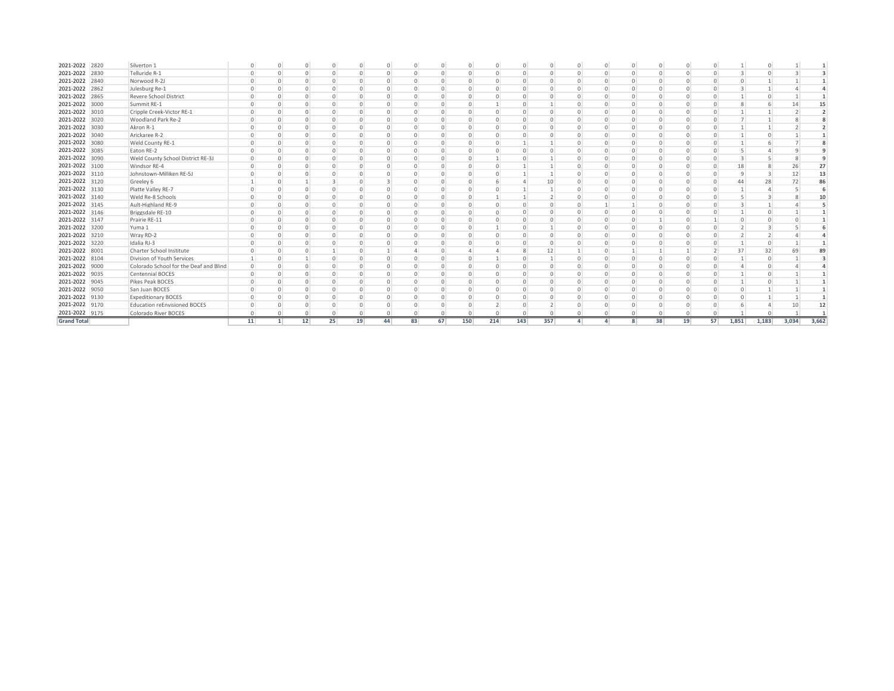| | | | | | | | | | | | | | | | | | | | | | | | | |
|---|---|---|---|---|---|---|---|---|---|---|---|---|---|---|---|---|---|---|---|---|---|---|---|---|
| 2021-2022 | 2820 | Silverton 1 | 0 | 0 | 0 | 0 | 0 | 0 | 0 | 0 | 0 | 0 | 0 | 0 | 0 | 0 | 0 | 0 | 0 | 0 | 1 | 0 | 1 | 1 |
| 2021-2022 | 2830 | Telluride R-1 | 0 | 0 | 0 | 0 | 0 | 0 | 0 | 0 | 0 | 0 | 0 | 0 | 0 | 0 | 0 | 0 | 0 | 0 | 3 | 0 | 3 | 3 |
| 2021-2022 | 2840 | Norwood R-2J | 0 | 0 | 0 | 0 | 0 | 0 | 0 | 0 | 0 | 0 | 0 | 0 | 0 | 0 | 0 | 0 | 0 | 0 | 0 | 1 | 1 | 1 |
| 2021-2022 | 2862 | Julesburg Re-1 | 0 | 0 | 0 | 0 | 0 | 0 | 0 | 0 | 0 | 0 | 0 | 0 | 0 | 0 | 0 | 0 | 0 | 0 | 3 | 1 | 4 | 4 |
| 2021-2022 | 2865 | Revere School District | 0 | 0 | 0 | 0 | 0 | 0 | 0 | 0 | 0 | 0 | 0 | 0 | 0 | 0 | 0 | 0 | 0 | 0 | 1 | 0 | 1 | 1 |
| 2021-2022 | 3000 | Summit RE-1 | 0 | 0 | 0 | 0 | 0 | 0 | 0 | 0 | 0 | 1 | 0 | 1 | 0 | 0 | 0 | 0 | 0 | 0 | 8 | 6 | 14 | 15 |
| 2021-2022 | 3010 | Cripple Creek-Victor RE-1 | 0 | 0 | 0 | 0 | 0 | 0 | 0 | 0 | 0 | 0 | 0 | 0 | 0 | 0 | 0 | 0 | 0 | 0 | 1 | 1 | 2 | 2 |
| 2021-2022 | 3020 | Woodland Park Re-2 | 0 | 0 | 0 | 0 | 0 | 0 | 0 | 0 | 0 | 0 | 0 | 0 | 0 | 0 | 0 | 0 | 0 | 0 | 7 | 1 | 8 | 8 |
| 2021-2022 | 3030 | Akron R-1 | 0 | 0 | 0 | 0 | 0 | 0 | 0 | 0 | 0 | 0 | 0 | 0 | 0 | 0 | 0 | 0 | 0 | 0 | 1 | 1 | 2 | 2 |
| 2021-2022 | 3040 | Arickaree R-2 | 0 | 0 | 0 | 0 | 0 | 0 | 0 | 0 | 0 | 0 | 0 | 0 | 0 | 0 | 0 | 0 | 0 | 0 | 1 | 0 | 1 | 1 |
| 2021-2022 | 3080 | Weld County RE-1 | 0 | 0 | 0 | 0 | 0 | 0 | 0 | 0 | 0 | 0 | 1 | 1 | 0 | 0 | 0 | 0 | 0 | 0 | 1 | 6 | 7 | 8 |
| 2021-2022 | 3085 | Eaton RE-2 | 0 | 0 | 0 | 0 | 0 | 0 | 0 | 0 | 0 | 0 | 0 | 0 | 0 | 0 | 0 | 0 | 0 | 0 | 5 | 4 | 9 | 9 |
| 2021-2022 | 3090 | Weld County School District RE-3J | 0 | 0 | 0 | 0 | 0 | 0 | 0 | 0 | 0 | 1 | 0 | 1 | 0 | 0 | 0 | 0 | 0 | 0 | 3 | 5 | 8 | 9 |
| 2021-2022 | 3100 | Windsor RE-4 | 0 | 0 | 0 | 0 | 0 | 0 | 0 | 0 | 0 | 0 | 1 | 1 | 0 | 0 | 0 | 0 | 0 | 0 | 18 | 8 | 26 | 27 |
| 2021-2022 | 3110 | Johnstown-Milliken RE-5J | 0 | 0 | 0 | 0 | 0 | 0 | 0 | 0 | 0 | 0 | 1 | 1 | 0 | 0 | 0 | 0 | 0 | 0 | 9 | 3 | 12 | 13 |
| 2021-2022 | 3120 | Greeley 6 | 1 | 0 | 1 | 3 | 0 | 3 | 0 | 0 | 0 | 6 | 4 | 10 | 0 | 0 | 0 | 0 | 0 | 0 | 44 | 28 | 72 | 86 |
| 2021-2022 | 3130 | Platte Valley RE-7 | 0 | 0 | 0 | 0 | 0 | 0 | 0 | 0 | 0 | 0 | 1 | 1 | 0 | 0 | 0 | 0 | 0 | 0 | 1 | 4 | 5 | 6 |
| 2021-2022 | 3140 | Weld Re-8 Schools | 0 | 0 | 0 | 0 | 0 | 0 | 0 | 0 | 0 | 1 | 1 | 2 | 0 | 0 | 0 | 0 | 0 | 0 | 5 | 3 | 8 | 10 |
| 2021-2022 | 3145 | Ault-Highland RE-9 | 0 | 0 | 0 | 0 | 0 | 0 | 0 | 0 | 0 | 0 | 0 | 0 | 0 | 1 | 1 | 0 | 0 | 0 | 3 | 1 | 4 | 5 |
| 2021-2022 | 3146 | Briggsdale RE-10 | 0 | 0 | 0 | 0 | 0 | 0 | 0 | 0 | 0 | 0 | 0 | 0 | 0 | 0 | 0 | 0 | 0 | 0 | 1 | 0 | 1 | 1 |
| 2021-2022 | 3147 | Prairie RE-11 | 0 | 0 | 0 | 0 | 0 | 0 | 0 | 0 | 0 | 0 | 0 | 0 | 0 | 0 | 0 | 1 | 0 | 1 | 0 | 0 | 0 | 1 |
| 2021-2022 | 3200 | Yuma 1 | 0 | 0 | 0 | 0 | 0 | 0 | 0 | 0 | 0 | 1 | 0 | 1 | 0 | 0 | 0 | 0 | 0 | 0 | 2 | 3 | 5 | 6 |
| 2021-2022 | 3210 | Wray RD-2 | 0 | 0 | 0 | 0 | 0 | 0 | 0 | 0 | 0 | 0 | 0 | 0 | 0 | 0 | 0 | 0 | 0 | 0 | 2 | 2 | 4 | 4 |
| 2021-2022 | 3220 | Idalia RJ-3 | 0 | 0 | 0 | 0 | 0 | 0 | 0 | 0 | 0 | 0 | 0 | 0 | 0 | 0 | 0 | 0 | 0 | 0 | 1 | 0 | 1 | 1 |
| 2021-2022 | 8001 | Charter School Institute | 0 | 0 | 0 | 1 | 0 | 1 | 4 | 0 | 4 | 4 | 8 | 12 | 1 | 0 | 1 | 1 | 1 | 2 | 37 | 32 | 69 | 89 |
| 2021-2022 | 8104 | Division of Youth Services | 1 | 0 | 1 | 0 | 0 | 0 | 0 | 0 | 0 | 1 | 0 | 1 | 0 | 0 | 0 | 0 | 0 | 0 | 1 | 0 | 1 | 3 |
| 2021-2022 | 9000 | Colorado School for the Deaf and Blind | 0 | 0 | 0 | 0 | 0 | 0 | 0 | 0 | 0 | 0 | 0 | 0 | 0 | 0 | 0 | 0 | 0 | 0 | 4 | 0 | 4 | 4 |
| 2021-2022 | 9035 | Centennial BOCES | 0 | 0 | 0 | 0 | 0 | 0 | 0 | 0 | 0 | 0 | 0 | 0 | 0 | 0 | 0 | 0 | 0 | 0 | 1 | 0 | 1 | 1 |
| 2021-2022 | 9045 | Pikes Peak BOCES | 0 | 0 | 0 | 0 | 0 | 0 | 0 | 0 | 0 | 0 | 0 | 0 | 0 | 0 | 0 | 0 | 0 | 0 | 1 | 0 | 1 | 1 |
| 2021-2022 | 9050 | San Juan BOCES | 0 | 0 | 0 | 0 | 0 | 0 | 0 | 0 | 0 | 0 | 0 | 0 | 0 | 0 | 0 | 0 | 0 | 0 | 0 | 1 | 1 | 1 |
| 2021-2022 | 9130 | Expeditionary BOCES | 0 | 0 | 0 | 0 | 0 | 0 | 0 | 0 | 0 | 0 | 0 | 0 | 0 | 0 | 0 | 0 | 0 | 0 | 0 | 1 | 1 | 1 |
| 2021-2022 | 9170 | Education reEnvisioned BOCES | 0 | 0 | 0 | 0 | 0 | 0 | 0 | 0 | 0 | 2 | 0 | 2 | 0 | 0 | 0 | 0 | 0 | 0 | 6 | 4 | 10 | 12 |
| 2021-2022 | 9175 | Colorado River BOCES | 0 | 0 | 0 | 0 | 0 | 0 | 0 | 0 | 0 | 0 | 0 | 0 | 0 | 0 | 0 | 0 | 0 | 0 | 1 | 0 | 1 | 1 |
| **Grand Total** | | | **11** | **1** | **12** | **25** | **19** | **44** | **83** | **67** | **150** | **214** | **143** | **357** | **4** | **4** | **8** | **38** | **19** | **57** | **1,851** | **1,183** | **3,034** | **3,662** |